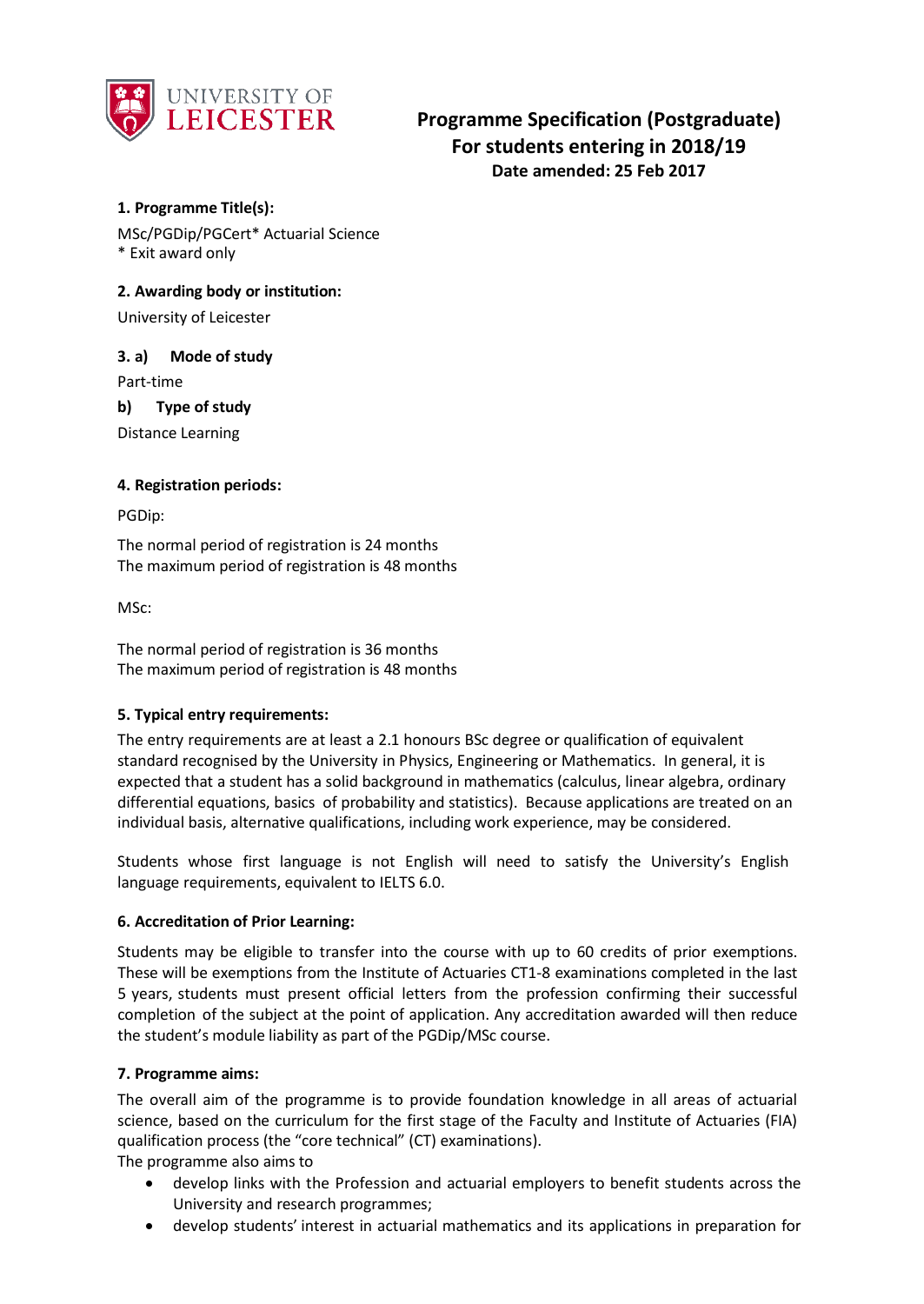# Programme Specification (Postgraduate)
## For students entering in 2018/19
**Date amended: 25 Feb 2017**

### 1. Programme Title(s):

MSc/PGDip/PGCert* Actuarial Science
* Exit award only

### 2. Awarding body or institution:

University of Leicester

### 3. a) Mode of study

Part-time

### b) Type of study

Distance Learning

### 4. Registration periods:

PGDip:

The normal period of registration is 24 months
The maximum period of registration is 48 months

MSc:

The normal period of registration is 36 months
The maximum period of registration is 48 months

### 5. Typical entry requirements:

The entry requirements are at least a 2.1 honours BSc degree or qualification of equivalent standard recognised by the University in Physics, Engineering or Mathematics. In general, it is expected that a student has a solid background in mathematics (calculus, linear algebra, ordinary differential equations, basics of probability and statistics). Because applications are treated on an individual basis, alternative qualifications, including work experience, may be considered.

Students whose first language is not English will need to satisfy the University's English language requirements, equivalent to IELTS 6.0.

### 6. Accreditation of Prior Learning:

Students may be eligible to transfer into the course with up to 60 credits of prior exemptions. These will be exemptions from the Institute of Actuaries CT1-8 examinations completed in the last 5 years, students must present official letters from the profession confirming their successful completion of the subject at the point of application. Any accreditation awarded will then reduce the student's module liability as part of the PGDip/MSc course.

### 7. Programme aims:

The overall aim of the programme is to provide foundation knowledge in all areas of actuarial science, based on the curriculum for the first stage of the Faculty and Institute of Actuaries (FIA) qualification process (the "core technical" (CT) examinations).
The programme also aims to

- develop links with the Profession and actuarial employers to benefit students across the University and research programmes;
- develop students' interest in actuarial mathematics and its applications in preparation for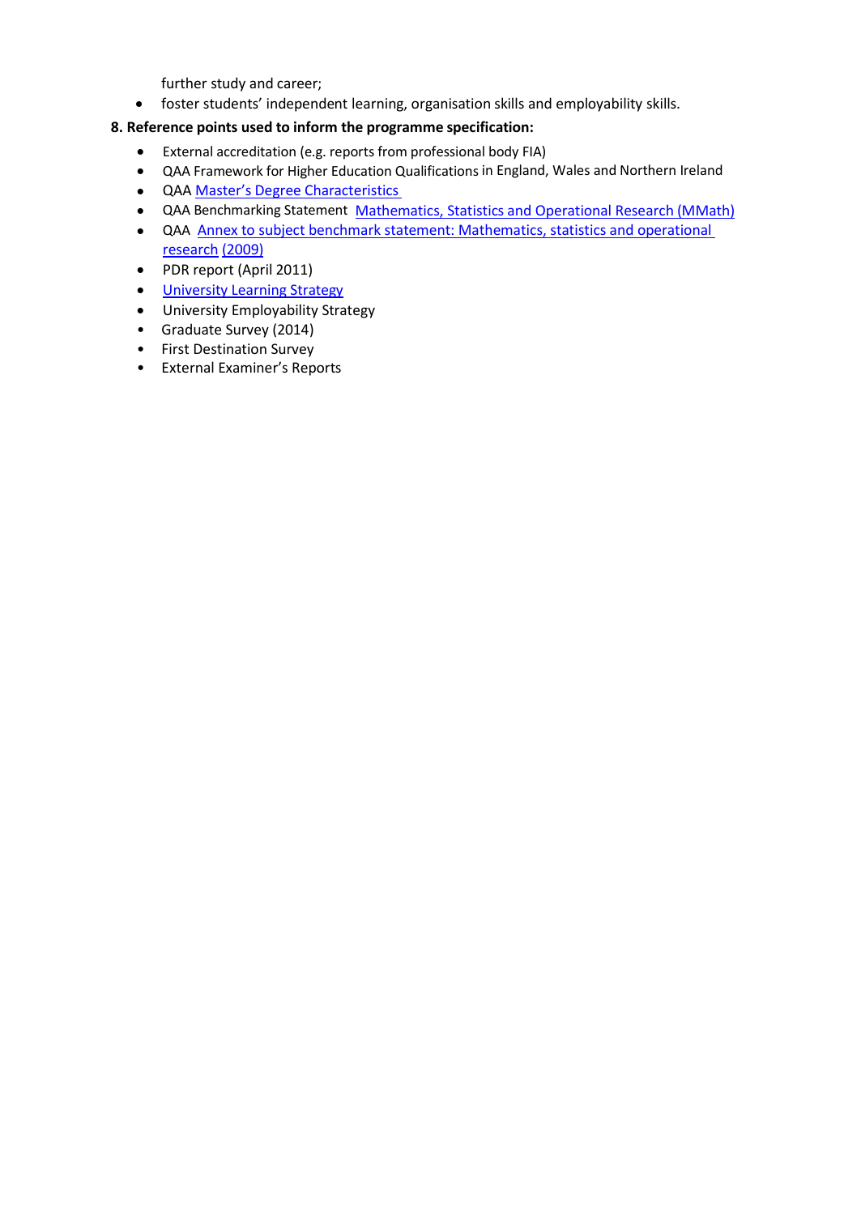further study and career;

- foster students' independent learning, organisation skills and employability skills.

**8. Reference points used to inform the programme specification:**

- External accreditation (e.g. reports from professional body FIA)
- QAA Framework for Higher Education Qualifications in England, Wales and Northern Ireland
- QAA Master's Degree Characteristics
- QAA Benchmarking Statement Mathematics, Statistics and Operational Research (MMath)
- QAA Annex to subject benchmark statement: Mathematics, statistics and operational research (2009)
- PDR report (April 2011)
- University Learning Strategy
- University Employability Strategy
- Graduate Survey (2014)
- First Destination Survey
- External Examiner's Reports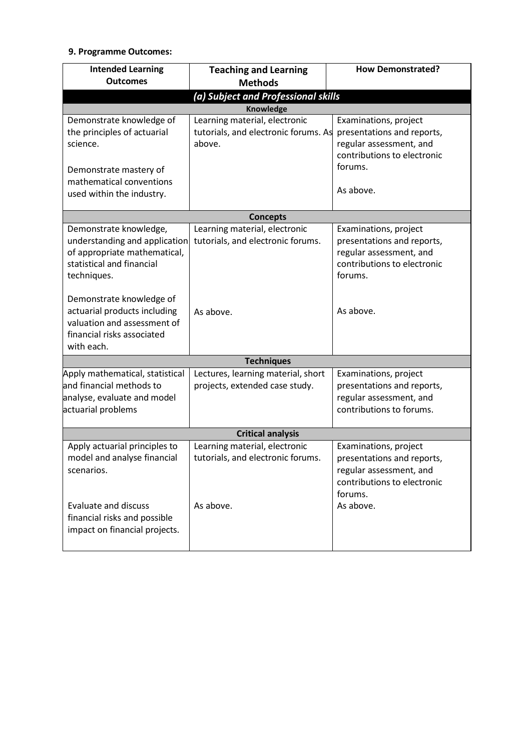**9. Programme Outcomes:**

| Intended Learning Outcomes | Teaching and Learning Methods | How Demonstrated? |
|---|---|---|
| ***(a) Subject and Professional skills*** | | |
| **Knowledge** | | |
| Demonstrate knowledge of the principles of actuarial science. | Learning material, electronic tutorials, and electronic forums. As above. | Examinations, project presentations and reports, regular assessment, and contributions to electronic forums. |
| Demonstrate mastery of mathematical conventions used within the industry. | | As above. |
| **Concepts** | | |
| Demonstrate knowledge, understanding and application of appropriate mathematical, statistical and financial techniques. | Learning material, electronic tutorials, and electronic forums. | Examinations, project presentations and reports, regular assessment, and contributions to electronic forums. |
| Demonstrate knowledge of actuarial products including valuation and assessment of financial risks associated with each. | As above. | As above. |
| **Techniques** | | |
| Apply mathematical, statistical and financial methods to analyse, evaluate and model actuarial problems | Lectures, learning material, short projects, extended case study. | Examinations, project presentations and reports, regular assessment, and contributions to forums. |
| **Critical analysis** | | |
| Apply actuarial principles to model and analyse financial scenarios. | Learning material, electronic tutorials, and electronic forums. | Examinations, project presentations and reports, regular assessment, and contributions to electronic forums. |
| Evaluate and discuss financial risks and possible impact on financial projects. | As above. | As above. |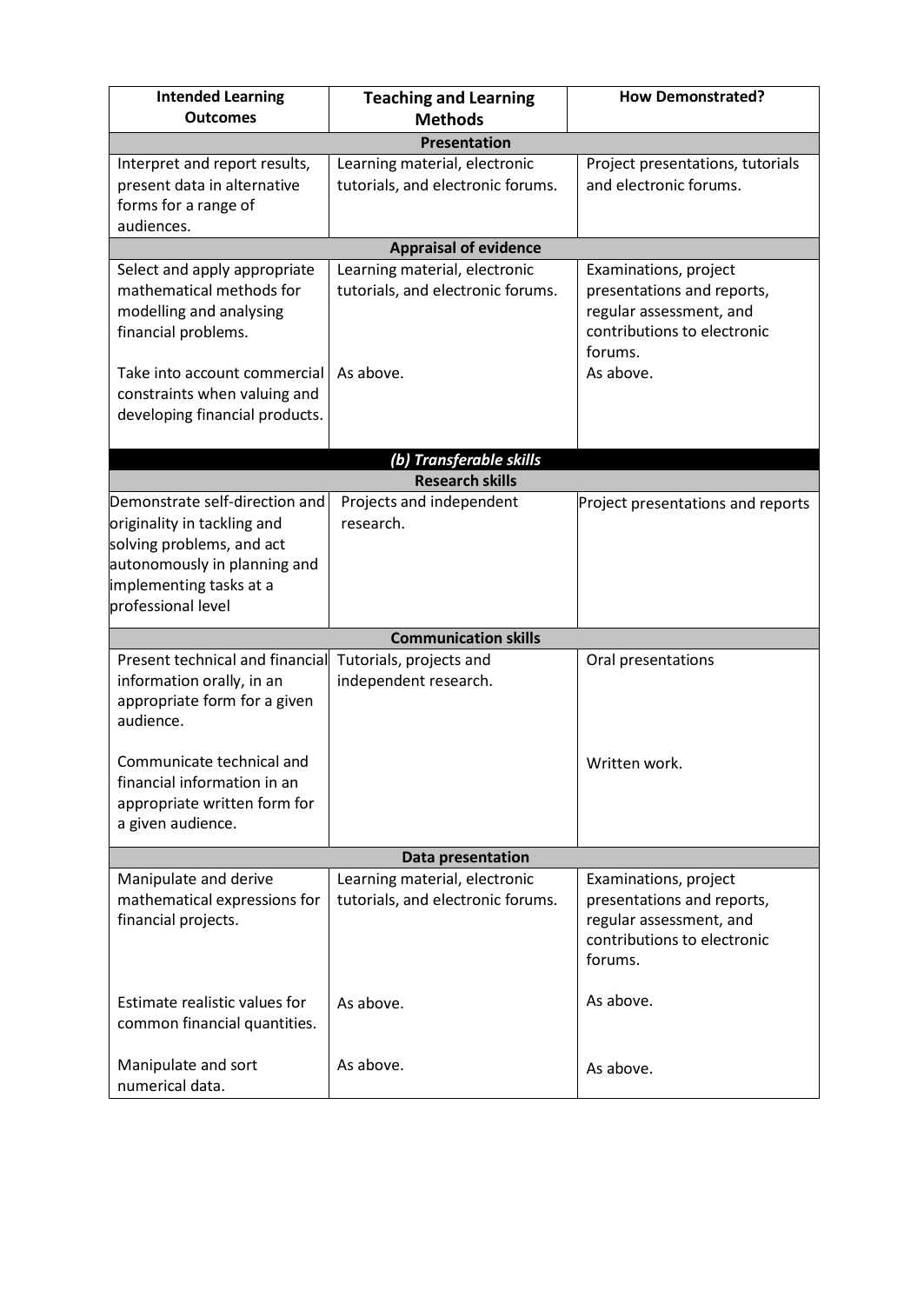| Intended Learning Outcomes | Teaching and Learning Methods | How Demonstrated? |
|---|---|---|
| **Presentation** | | |
| Interpret and report results, present data in alternative forms for a range of audiences. | Learning material, electronic tutorials, and electronic forums. | Project presentations, tutorials and electronic forums. |
| **Appraisal of evidence** | | |
| Select and apply appropriate mathematical methods for modelling and analysing financial problems. | Learning material, electronic tutorials, and electronic forums. | Examinations, project presentations and reports, regular assessment, and contributions to electronic forums. |
| Take into account commercial constraints when valuing and developing financial products. | As above. | As above. |
| ***(b) Transferable skills*** | | |
| **Research skills** | | |
| Demonstrate self-direction and originality in tackling and solving problems, and act autonomously in planning and implementing tasks at a professional level | Projects and independent research. | Project presentations and reports |
| **Communication skills** | | |
| Present technical and financial information orally, in an appropriate form for a given audience. | Tutorials, projects and independent research. | Oral presentations |
| Communicate technical and financial information in an appropriate written form for a given audience. | | Written work. |
| **Data presentation** | | |
| Manipulate and derive mathematical expressions for financial projects. | Learning material, electronic tutorials, and electronic forums. | Examinations, project presentations and reports, regular assessment, and contributions to electronic forums. |
| Estimate realistic values for common financial quantities. | As above. | As above. |
| Manipulate and sort numerical data. | As above. | As above. |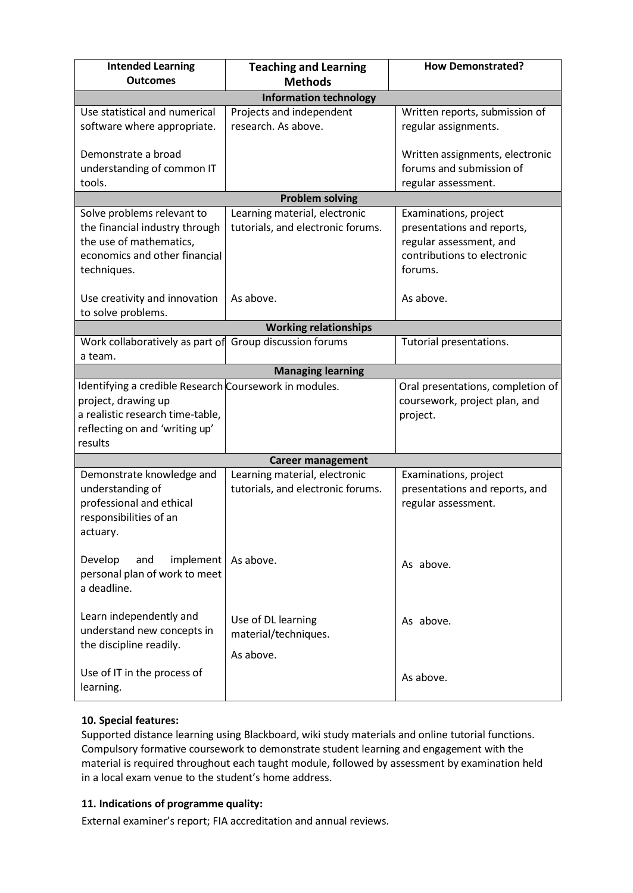| Intended Learning Outcomes | Teaching and Learning Methods | How Demonstrated? |
|---|---|---|
| **Information technology** | | |
| Use statistical and numerical software where appropriate. | Projects and independent research. As above. | Written reports, submission of regular assignments. |
| Demonstrate a broad understanding of common IT tools. | | Written assignments, electronic forums and submission of regular assessment. |
| **Problem solving** | | |
| Solve problems relevant to the financial industry through the use of mathematics, economics and other financial techniques. | Learning material, electronic tutorials, and electronic forums. | Examinations, project presentations and reports, regular assessment, and contributions to electronic forums. |
| Use creativity and innovation to solve problems. | As above. | As above. |
| **Working relationships** | | |
| Work collaboratively as part of a team. | Group discussion forums | Tutorial presentations. |
| **Managing learning** | | |
| Identifying a credible Research project, drawing up a realistic research time-table, reflecting on and 'writing up' results | Coursework in modules. | Oral presentations, completion of coursework, project plan, and project. |
| **Career management** | | |
| Demonstrate knowledge and understanding of professional and ethical responsibilities of an actuary. | Learning material, electronic tutorials, and electronic forums. | Examinations, project presentations and reports, and regular assessment. |
| Develop and implement personal plan of work to meet a deadline. | As above. | As above. |
| Learn independently and understand new concepts in the discipline readily. | Use of DL learning material/techniques. | As above. |
| Use of IT in the process of learning. | As above. | As above. |

**10. Special features:**

Supported distance learning using Blackboard, wiki study materials and online tutorial functions. Compulsory formative coursework to demonstrate student learning and engagement with the material is required throughout each taught module, followed by assessment by examination held in a local exam venue to the student's home address.

**11. Indications of programme quality:**

External examiner's report; FIA accreditation and annual reviews.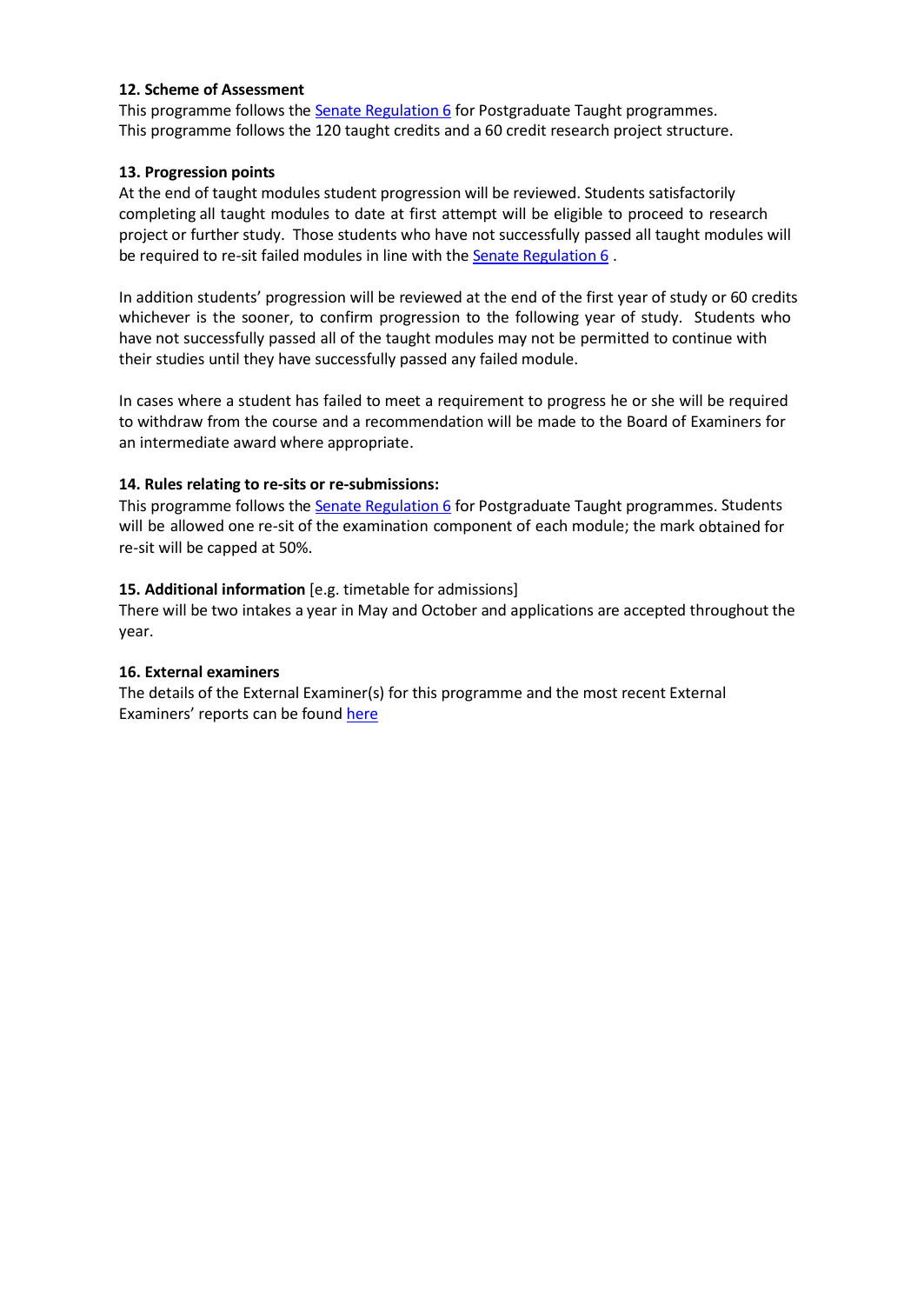**12. Scheme of Assessment**

This programme follows the Senate Regulation 6 for Postgraduate Taught programmes.
This programme follows the 120 taught credits and a 60 credit research project structure.

**13. Progression points**

At the end of taught modules student progression will be reviewed. Students satisfactorily completing all taught modules to date at first attempt will be eligible to proceed to research project or further study. Those students who have not successfully passed all taught modules will be required to re-sit failed modules in line with the Senate Regulation 6 .

In addition students' progression will be reviewed at the end of the first year of study or 60 credits whichever is the sooner, to confirm progression to the following year of study. Students who have not successfully passed all of the taught modules may not be permitted to continue with their studies until they have successfully passed any failed module.

In cases where a student has failed to meet a requirement to progress he or she will be required to withdraw from the course and a recommendation will be made to the Board of Examiners for an intermediate award where appropriate.

**14. Rules relating to re-sits or re-submissions:**

This programme follows the Senate Regulation 6 for Postgraduate Taught programmes. Students will be allowed one re-sit of the examination component of each module; the mark obtained for re-sit will be capped at 50%.

**15. Additional information** [e.g. timetable for admissions]

There will be two intakes a year in May and October and applications are accepted throughout the year.

**16. External examiners**

The details of the External Examiner(s) for this programme and the most recent External Examiners' reports can be found here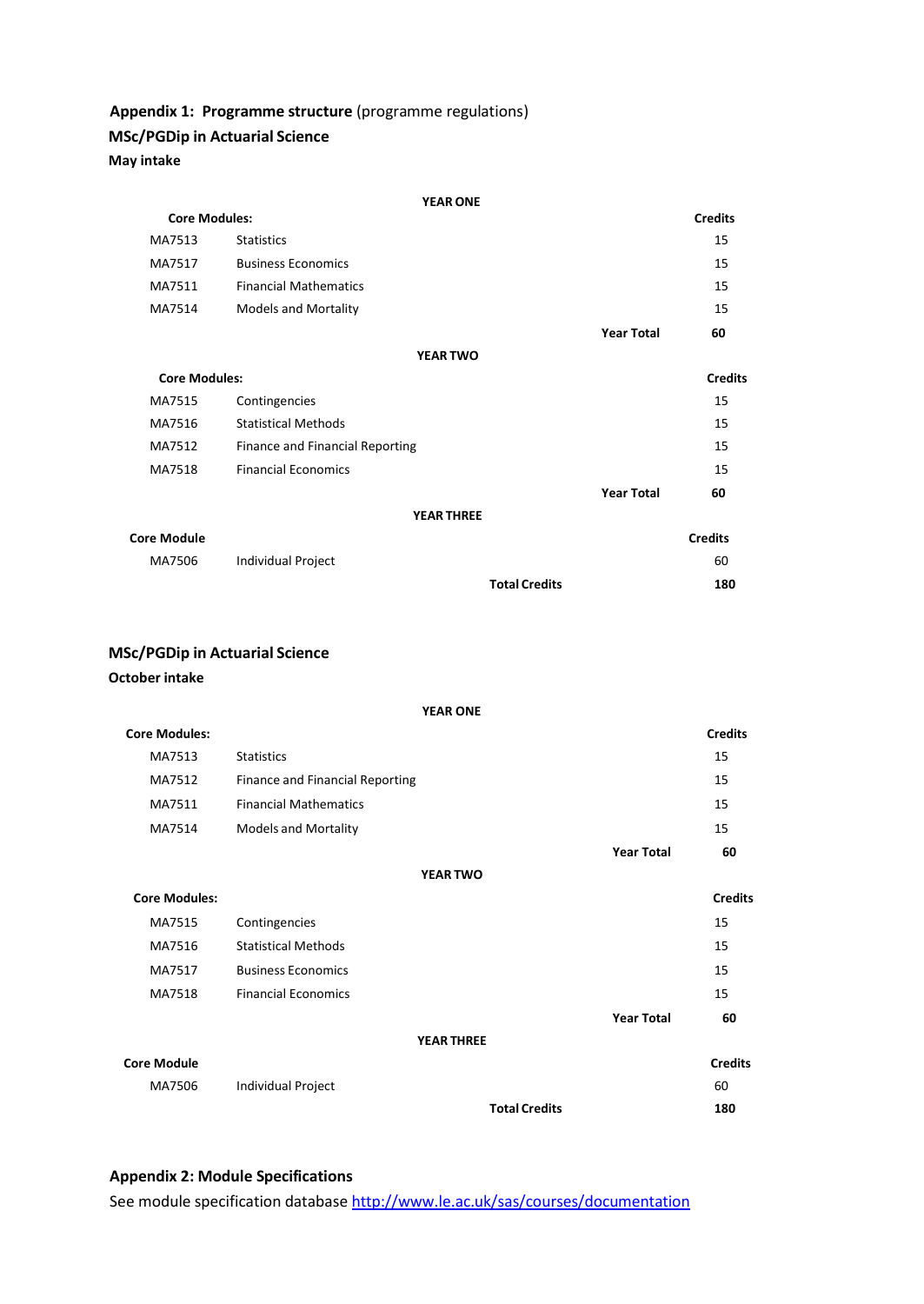## Appendix 1: Programme structure (programme regulations)

### MSc/PGDip in Actuarial Science

**May intake**

| | | | |
|---|---|---|---|
| | | **YEAR ONE** | |
| **Core Modules:** | | | **Credits** |
| MA7513 | Statistics | | 15 |
| MA7517 | Business Economics | | 15 |
| MA7511 | Financial Mathematics | | 15 |
| MA7514 | Models and Mortality | | 15 |
| | | **Year Total** | **60** |
| | | **YEAR TWO** | |
| **Core Modules:** | | | **Credits** |
| MA7515 | Contingencies | | 15 |
| MA7516 | Statistical Methods | | 15 |
| MA7512 | Finance and Financial Reporting | | 15 |
| MA7518 | Financial Economics | | 15 |
| | | **Year Total** | **60** |
| | | **YEAR THREE** | |
| **Core Module** | | | **Credits** |
| MA7506 | Individual Project | | 60 |
| | | **Total Credits** | **180** |

### MSc/PGDip in Actuarial Science

**October intake**

| | | | |
|---|---|---|---|
| | | **YEAR ONE** | |
| **Core Modules:** | | | **Credits** |
| MA7513 | Statistics | | 15 |
| MA7512 | Finance and Financial Reporting | | 15 |
| MA7511 | Financial Mathematics | | 15 |
| MA7514 | Models and Mortality | | 15 |
| | | **Year Total** | **60** |
| | | **YEAR TWO** | |
| **Core Modules:** | | | **Credits** |
| MA7515 | Contingencies | | 15 |
| MA7516 | Statistical Methods | | 15 |
| MA7517 | Business Economics | | 15 |
| MA7518 | Financial Economics | | 15 |
| | | **Year Total** | **60** |
| | | **YEAR THREE** | |
| **Core Module** | | | **Credits** |
| MA7506 | Individual Project | | 60 |
| | | **Total Credits** | **180** |

## Appendix 2: Module Specifications

See module specification database http://www.le.ac.uk/sas/courses/documentation